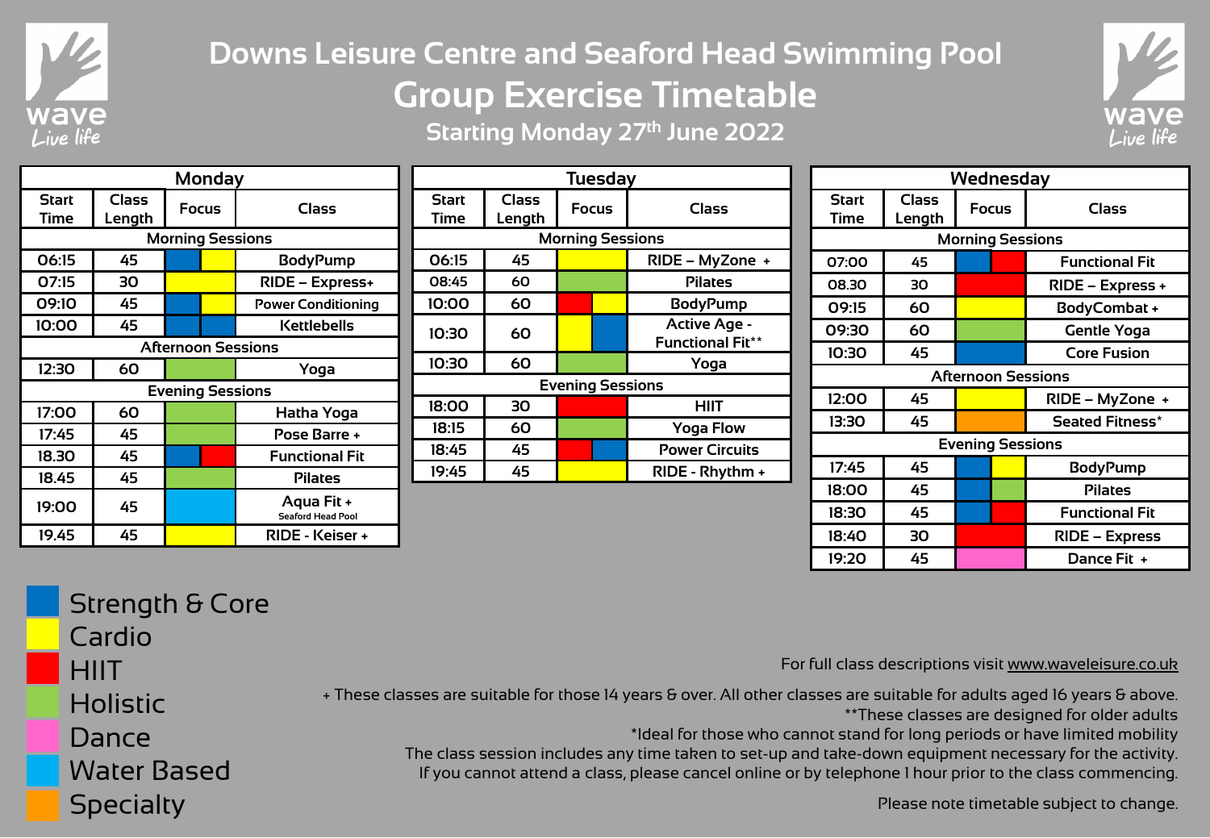# Downs Leisure Centre and Seaford Head Swimming Pool

## Group Exercise Timetable

### Starting Monday 27th June 2022

### Monday

| Start Time | Class Length | Focus | Class |
|---|---|---|---|
| **Morning Sessions** | | | |
| 06:15 | 45 | Strength & Core / Cardio | BodyPump |
| 07:15 | 30 | Cardio | RIDE – Express+ |
| 09:10 | 45 | Strength & Core / Cardio | Power Conditioning |
| 10:00 | 45 | Strength & Core | Kettlebells |
| **Afternoon Sessions** | | | |
| 12:30 | 60 | Holistic | Yoga |
| **Evening Sessions** | | | |
| 17:00 | 60 | Holistic | Hatha Yoga |
| 17:45 | 45 | Holistic | Pose Barre + |
| 18.30 | 45 | Strength & Core / HIIT | Functional Fit |
| 18.45 | 45 | Holistic | Pilates |
| 19:00 | 45 | Water Based | Aqua Fit + Seaford Head Pool |
| 19.45 | 45 | Cardio | RIDE - Keiser + |

### Tuesday

| Start Time | Class Length | Focus | Class |
|---|---|---|---|
| **Morning Sessions** | | | |
| 06:15 | 45 | Cardio | RIDE – MyZone + |
| 08:45 | 60 | Holistic | Pilates |
| 10:00 | 60 | HIIT / Cardio | BodyPump |
| 10:30 | 60 | Cardio / Strength & Core | Active Age - Functional Fit** |
| 10:30 | 60 | Holistic | Yoga |
| **Evening Sessions** | | | |
| 18:00 | 30 | HIIT | HIIT |
| 18:15 | 60 | Holistic | Yoga Flow |
| 18:45 | 45 | HIIT / Strength & Core | Power Circuits |
| 19:45 | 45 | Cardio | RIDE - Rhythm + |

### Wednesday

| Start Time | Class Length | Focus | Class |
|---|---|---|---|
| **Morning Sessions** | | | |
| 07:00 | 45 | Strength & Core / HIIT | Functional Fit |
| 08.30 | 30 | HIIT | RIDE – Express + |
| 09:15 | 60 | Cardio | BodyCombat + |
| 09:30 | 60 | Holistic | Gentle Yoga |
| 10:30 | 45 | Strength & Core | Core Fusion |
| **Afternoon Sessions** | | | |
| 12:00 | 45 | Cardio | RIDE – MyZone + |
| 13:30 | 45 | Specialty | Seated Fitness* |
| **Evening Sessions** | | | |
| 17:45 | 45 | Strength & Core / Cardio | BodyPump |
| 18:00 | 45 | Strength & Core / Holistic | Pilates |
| 18:30 | 45 | Strength & Core / HIIT | Functional Fit |
| 18:40 | 30 | HIIT | RIDE – Express |
| 19:20 | 45 | Dance | Dance Fit + |

**Focus key:**
- Strength & Core (dark blue)
- Cardio (yellow)
- HIIT (red)
- Holistic (green)
- Dance (pink)
- Water Based (light blue)
- Specialty (orange)

For full class descriptions visit www.waveleisure.co.uk

+ These classes are suitable for those 14 years & over. All other classes are suitable for adults aged 16 years & above.

**These classes are designed for older adults

*Ideal for those who cannot stand for long periods or have limited mobility

The class session includes any time taken to set-up and take-down equipment necessary for the activity.

If you cannot attend a class, please cancel online or by telephone 1 hour prior to the class commencing.

Please note timetable subject to change.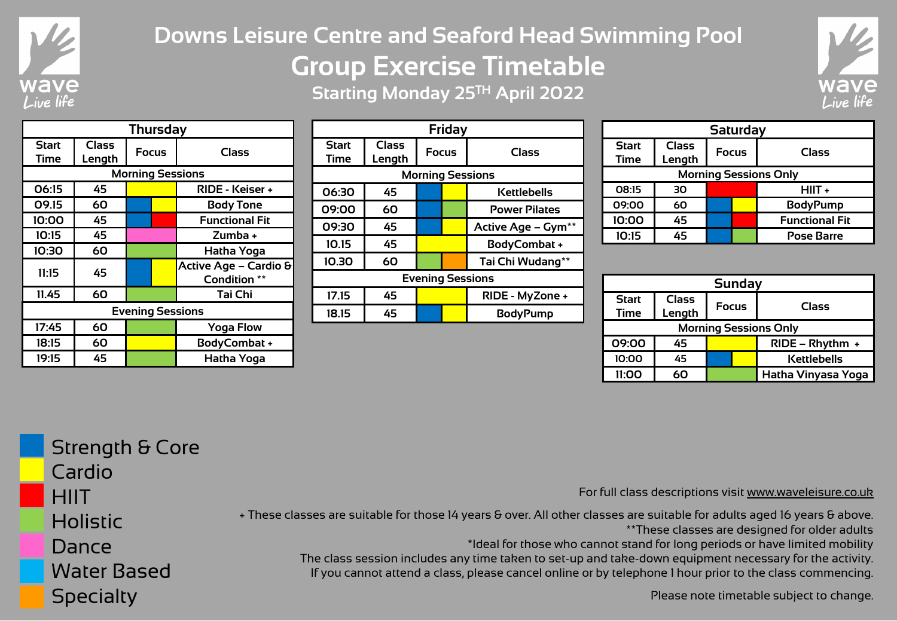# Downs Leisure Centre and Seaford Head Swimming Pool

## Group Exercise Timetable

### Starting Monday 25TH April 2022

**Thursday**

| Start Time | Class Length | Focus | Class |
|---|---|---|---|
| **Morning Sessions** | | | |
| 06:15 | 45 | Cardio | RIDE - Keiser + |
| 09.15 | 60 | Strength & Core, Cardio | Body Tone |
| 10:00 | 45 | Strength & Core, HIIT | Functional Fit |
| 10:15 | 45 | Dance | Zumba + |
| 10:30 | 60 | Holistic | Hatha Yoga |
| 11:15 | 45 | Strength & Core, Cardio | Active Age – Cardio & Condition ** |
| 11.45 | 60 | Holistic | Tai Chi |
| **Evening Sessions** | | | |
| 17:45 | 60 | Holistic | Yoga Flow |
| 18:15 | 60 | Cardio | BodyCombat + |
| 19:15 | 45 | Holistic | Hatha Yoga |

**Friday**

| Start Time | Class Length | Focus | Class |
|---|---|---|---|
| **Morning Sessions** | | | |
| 06:30 | 45 | Strength & Core, Cardio | Kettlebells |
| 09:00 | 60 | Strength & Core, Holistic | Power Pilates |
| 09:30 | 45 | Strength & Core, Cardio | Active Age – Gym** |
| 10.15 | 45 | Cardio | BodyCombat + |
| 10.30 | 60 | Holistic, Specialty | Tai Chi Wudang** |
| **Evening Sessions** | | | |
| 17.15 | 45 | Cardio | RIDE - MyZone + |
| 18.15 | 45 | Strength & Core, Cardio | BodyPump |

**Saturday**

| Start Time | Class Length | Focus | Class |
|---|---|---|---|
| **Morning Sessions Only** | | | |
| 08:15 | 30 | HIIT | HIIT + |
| 09:00 | 60 | Strength & Core, Cardio | BodyPump |
| 10:00 | 45 | Strength & Core, HIIT | Functional Fit |
| 10:15 | 45 | Strength & Core, Holistic | Pose Barre |

**Sunday**

| Start Time | Class Length | Focus | Class |
|---|---|---|---|
| **Morning Sessions Only** | | | |
| 09:00 | 45 | Cardio | RIDE – Rhythm + |
| 10:00 | 45 | Strength & Core, Cardio | Kettlebells |
| 11:00 | 60 | Holistic | Hatha Vinyasa Yoga |

- Strength & Core
- Cardio
- HIIT
- Holistic
- Dance
- Water Based
- Specialty

For full class descriptions visit www.waveleisure.co.uk

+ These classes are suitable for those 14 years & over. All other classes are suitable for adults aged 16 years & above.
**These classes are designed for older adults
*Ideal for those who cannot stand for long periods or have limited mobility
The class session includes any time taken to set-up and take-down equipment necessary for the activity.
If you cannot attend a class, please cancel online or by telephone 1 hour prior to the class commencing.

Please note timetable subject to change.